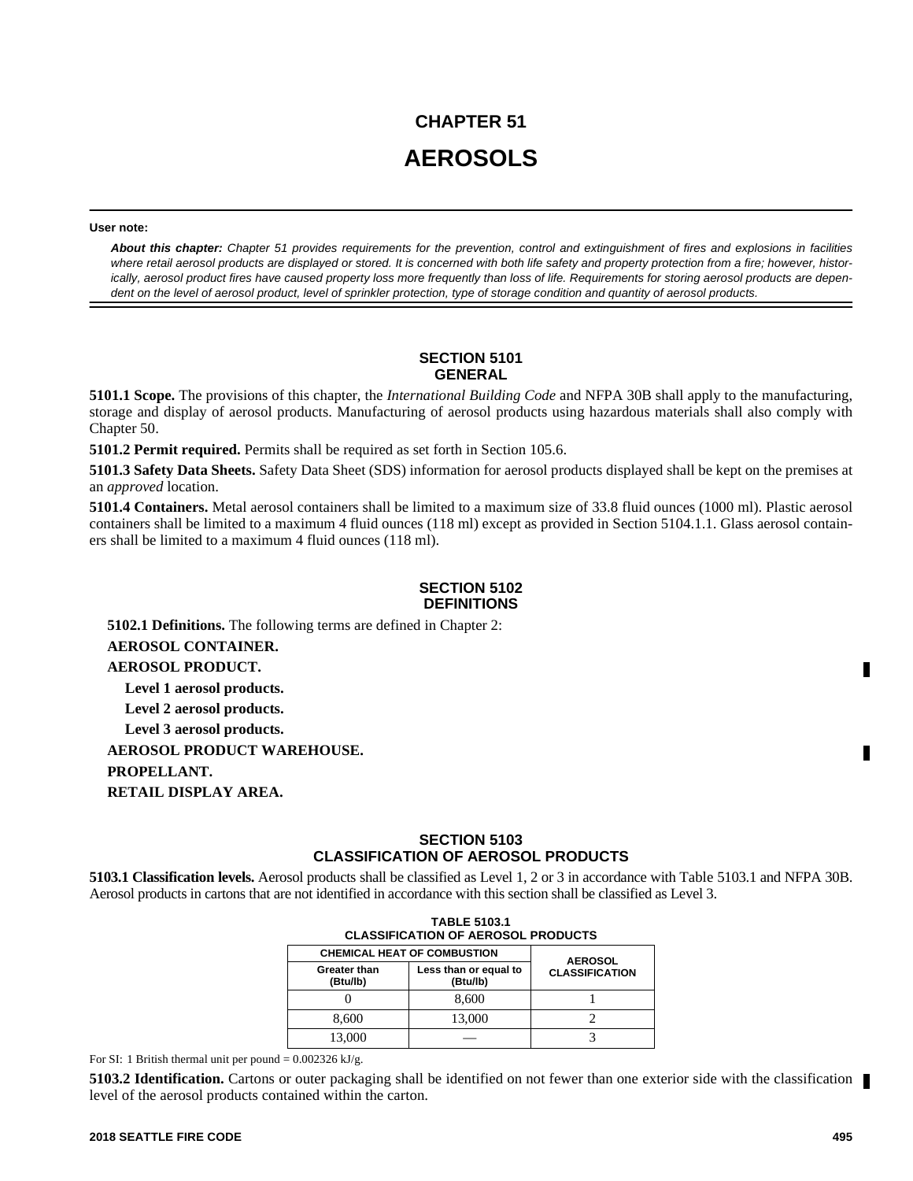# CHAPTER 51

# AEROSOLS

**User note:**

***About this chapter:*** *Chapter 51 provides requirements for the prevention, control and extinguishment of fires and explosions in facilities where retail aerosol products are displayed or stored. It is concerned with both life safety and property protection from a fire; however, historically, aerosol product fires have caused property loss more frequently than loss of life. Requirements for storing aerosol products are dependent on the level of aerosol product, level of sprinkler protection, type of storage condition and quantity of aerosol products.*

## SECTION 5101 GENERAL

**5101.1 Scope.** The provisions of this chapter, the *International Building Code* and NFPA 30B shall apply to the manufacturing, storage and display of aerosol products. Manufacturing of aerosol products using hazardous materials shall also comply with Chapter 50.

**5101.2 Permit required.** Permits shall be required as set forth in Section 105.6.

**5101.3 Safety Data Sheets.** Safety Data Sheet (SDS) information for aerosol products displayed shall be kept on the premises at an *approved* location.

**5101.4 Containers.** Metal aerosol containers shall be limited to a maximum size of 33.8 fluid ounces (1000 ml). Plastic aerosol containers shall be limited to a maximum 4 fluid ounces (118 ml) except as provided in Section 5104.1.1. Glass aerosol containers shall be limited to a maximum 4 fluid ounces (118 ml).

## SECTION 5102 DEFINITIONS

**5102.1 Definitions.** The following terms are defined in Chapter 2:

**AEROSOL CONTAINER.**

**AEROSOL PRODUCT.**

**Level 1 aerosol products.**

**Level 2 aerosol products.**

**Level 3 aerosol products.**

**AEROSOL PRODUCT WAREHOUSE.**

**PROPELLANT.**

**RETAIL DISPLAY AREA.**

## SECTION 5103 CLASSIFICATION OF AEROSOL PRODUCTS

**5103.1 Classification levels.** Aerosol products shall be classified as Level 1, 2 or 3 in accordance with Table 5103.1 and NFPA 30B. Aerosol products in cartons that are not identified in accordance with this section shall be classified as Level 3.

**TABLE 5103.1**
**CLASSIFICATION OF AEROSOL PRODUCTS**

| CHEMICAL HEAT OF COMBUSTION | | AEROSOL CLASSIFICATION |
|---|---|---|
| Greater than (Btu/lb) | Less than or equal to (Btu/lb) | |
| 0 | 8,600 | 1 |
| 8,600 | 13,000 | 2 |
| 13,000 | — | 3 |

For SI: 1 British thermal unit per pound = 0.002326 kJ/g.

**5103.2 Identification.** Cartons or outer packaging shall be identified on not fewer than one exterior side with the classification level of the aerosol products contained within the carton.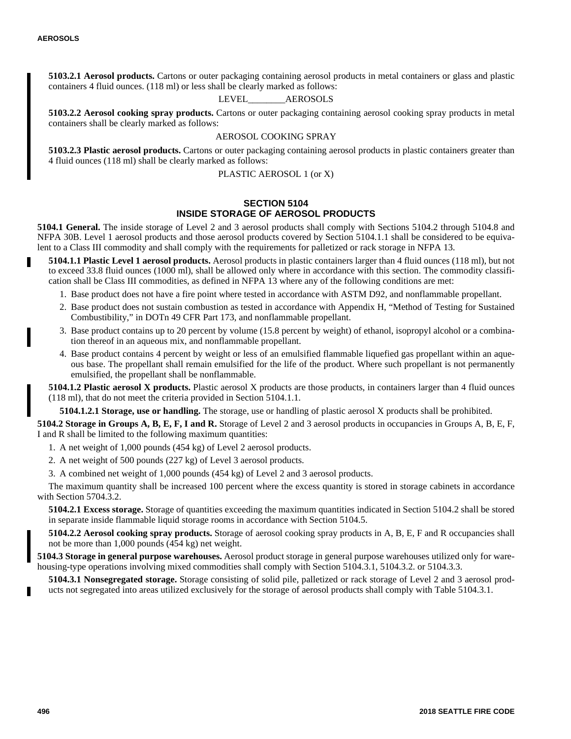**5103.2.1 Aerosol products.** Cartons or outer packaging containing aerosol products in metal containers or glass and plastic containers 4 fluid ounces. (118 ml) or less shall be clearly marked as follows:

LEVEL________AEROSOLS

**5103.2.2 Aerosol cooking spray products.** Cartons or outer packaging containing aerosol cooking spray products in metal containers shall be clearly marked as follows:

AEROSOL COOKING SPRAY

**5103.2.3 Plastic aerosol products.** Cartons or outer packaging containing aerosol products in plastic containers greater than 4 fluid ounces (118 ml) shall be clearly marked as follows:

PLASTIC AEROSOL 1 (or X)

## SECTION 5104 INSIDE STORAGE OF AEROSOL PRODUCTS

**5104.1 General.** The inside storage of Level 2 and 3 aerosol products shall comply with Sections 5104.2 through 5104.8 and NFPA 30B. Level 1 aerosol products and those aerosol products covered by Section 5104.1.1 shall be considered to be equivalent to a Class III commodity and shall comply with the requirements for palletized or rack storage in NFPA 13.

**5104.1.1 Plastic Level 1 aerosol products.** Aerosol products in plastic containers larger than 4 fluid ounces (118 ml), but not to exceed 33.8 fluid ounces (1000 ml), shall be allowed only where in accordance with this section. The commodity classification shall be Class III commodities, as defined in NFPA 13 where any of the following conditions are met:

1. Base product does not have a fire point where tested in accordance with ASTM D92, and nonflammable propellant.
2. Base product does not sustain combustion as tested in accordance with Appendix H, "Method of Testing for Sustained Combustibility," in DOTn 49 CFR Part 173, and nonflammable propellant.
3. Base product contains up to 20 percent by volume (15.8 percent by weight) of ethanol, isopropyl alcohol or a combination thereof in an aqueous mix, and nonflammable propellant.
4. Base product contains 4 percent by weight or less of an emulsified flammable liquefied gas propellant within an aqueous base. The propellant shall remain emulsified for the life of the product. Where such propellant is not permanently emulsified, the propellant shall be nonflammable.

**5104.1.2 Plastic aerosol X products.** Plastic aerosol X products are those products, in containers larger than 4 fluid ounces (118 ml), that do not meet the criteria provided in Section 5104.1.1.

**5104.1.2.1 Storage, use or handling.** The storage, use or handling of plastic aerosol X products shall be prohibited.

**5104.2 Storage in Groups A, B, E, F, I and R.** Storage of Level 2 and 3 aerosol products in occupancies in Groups A, B, E, F, I and R shall be limited to the following maximum quantities:

1. A net weight of 1,000 pounds (454 kg) of Level 2 aerosol products.
2. A net weight of 500 pounds (227 kg) of Level 3 aerosol products.
3. A combined net weight of 1,000 pounds (454 kg) of Level 2 and 3 aerosol products.

The maximum quantity shall be increased 100 percent where the excess quantity is stored in storage cabinets in accordance with Section 5704.3.2.

**5104.2.1 Excess storage.** Storage of quantities exceeding the maximum quantities indicated in Section 5104.2 shall be stored in separate inside flammable liquid storage rooms in accordance with Section 5104.5.

**5104.2.2 Aerosol cooking spray products.** Storage of aerosol cooking spray products in A, B, E, F and R occupancies shall not be more than 1,000 pounds (454 kg) net weight.

**5104.3 Storage in general purpose warehouses.** Aerosol product storage in general purpose warehouses utilized only for warehousing-type operations involving mixed commodities shall comply with Section 5104.3.1, 5104.3.2. or 5104.3.3.

**5104.3.1 Nonsegregated storage.** Storage consisting of solid pile, palletized or rack storage of Level 2 and 3 aerosol products not segregated into areas utilized exclusively for the storage of aerosol products shall comply with Table 5104.3.1.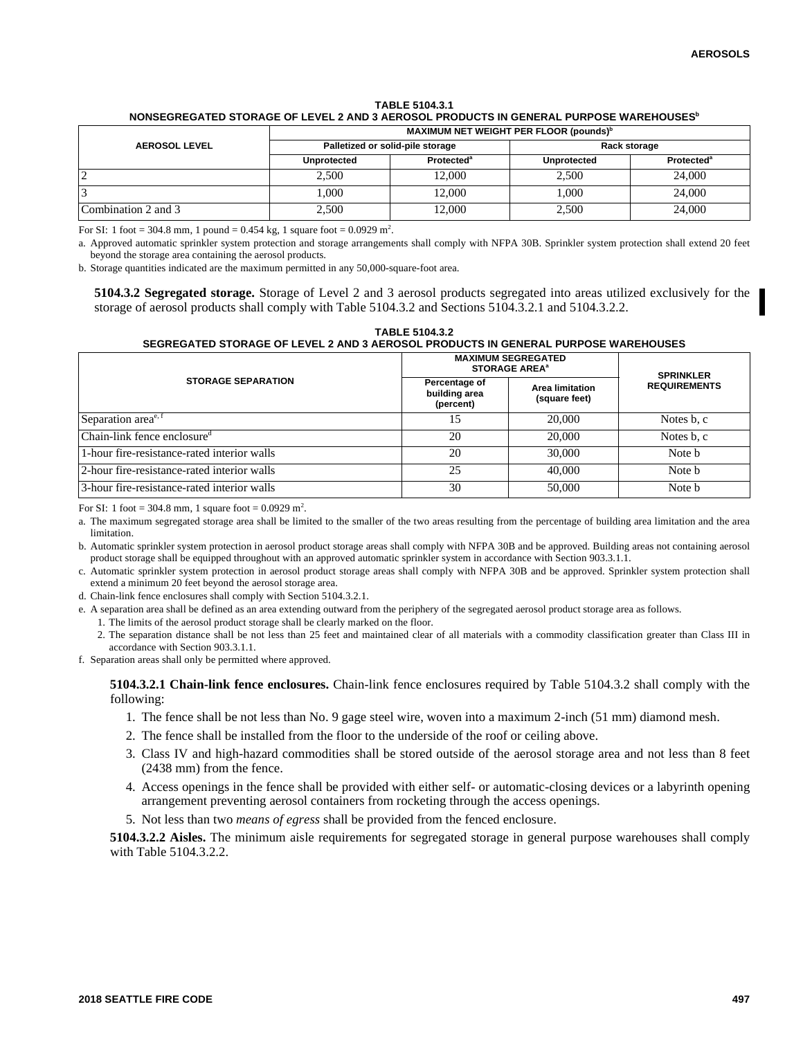**TABLE 5104.3.1**
**NONSEGREGATED STORAGE OF LEVEL 2 AND 3 AEROSOL PRODUCTS IN GENERAL PURPOSE WAREHOUSES[b]**

| AEROSOL LEVEL | MAXIMUM NET WEIGHT PER FLOOR (pounds)[b] | | | |
|---|---|---|---|---|
| | Palletized or solid-pile storage | | Rack storage | |
| | Unprotected | Protected[a] | Unprotected | Protected[a] |
| 2 | 2,500 | 12,000 | 2,500 | 24,000 |
| 3 | 1,000 | 12,000 | 1,000 | 24,000 |
| Combination 2 and 3 | 2,500 | 12,000 | 2,500 | 24,000 |

For SI: 1 foot = 304.8 mm, 1 pound = 0.454 kg, 1 square foot = 0.0929 $m^2$.

a. Approved automatic sprinkler system protection and storage arrangements shall comply with NFPA 30B. Sprinkler system protection shall extend 20 feet beyond the storage area containing the aerosol products.

b. Storage quantities indicated are the maximum permitted in any 50,000-square-foot area.

**5104.3.2 Segregated storage.** Storage of Level 2 and 3 aerosol products segregated into areas utilized exclusively for the storage of aerosol products shall comply with Table 5104.3.2 and Sections 5104.3.2.1 and 5104.3.2.2.

**TABLE 5104.3.2**
**SEGREGATED STORAGE OF LEVEL 2 AND 3 AEROSOL PRODUCTS IN GENERAL PURPOSE WAREHOUSES**

| STORAGE SEPARATION | MAXIMUM SEGREGATED STORAGE AREA[a] | | SPRINKLER REQUIREMENTS |
|---|---|---|---|
| | Percentage of building area (percent) | Area limitation (square feet) | |
| Separation area[e, f] | 15 | 20,000 | Notes b, c |
| Chain-link fence enclosure[d] | 20 | 20,000 | Notes b, c |
| 1-hour fire-resistance-rated interior walls | 20 | 30,000 | Note b |
| 2-hour fire-resistance-rated interior walls | 25 | 40,000 | Note b |
| 3-hour fire-resistance-rated interior walls | 30 | 50,000 | Note b |

For SI: 1 foot = 304.8 mm, 1 square foot = 0.0929 $m^2$.

a. The maximum segregated storage area shall be limited to the smaller of the two areas resulting from the percentage of building area limitation and the area limitation.

b. Automatic sprinkler system protection in aerosol product storage areas shall comply with NFPA 30B and be approved. Building areas not containing aerosol product storage shall be equipped throughout with an approved automatic sprinkler system in accordance with Section 903.3.1.1.

c. Automatic sprinkler system protection in aerosol product storage areas shall comply with NFPA 30B and be approved. Sprinkler system protection shall extend a minimum 20 feet beyond the aerosol storage area.

d. Chain-link fence enclosures shall comply with Section 5104.3.2.1.

e. A separation area shall be defined as an area extending outward from the periphery of the segregated aerosol product storage area as follows.

1. The limits of the aerosol product storage shall be clearly marked on the floor.
2. The separation distance shall be not less than 25 feet and maintained clear of all materials with a commodity classification greater than Class III in accordance with Section 903.3.1.1.

f. Separation areas shall only be permitted where approved.

**5104.3.2.1 Chain-link fence enclosures.** Chain-link fence enclosures required by Table 5104.3.2 shall comply with the following:

1. The fence shall be not less than No. 9 gage steel wire, woven into a maximum 2-inch (51 mm) diamond mesh.
2. The fence shall be installed from the floor to the underside of the roof or ceiling above.
3. Class IV and high-hazard commodities shall be stored outside of the aerosol storage area and not less than 8 feet (2438 mm) from the fence.
4. Access openings in the fence shall be provided with either self- or automatic-closing devices or a labyrinth opening arrangement preventing aerosol containers from rocketing through the access openings.
5. Not less than two *means of egress* shall be provided from the fenced enclosure.

**5104.3.2.2 Aisles.** The minimum aisle requirements for segregated storage in general purpose warehouses shall comply with Table 5104.3.2.2.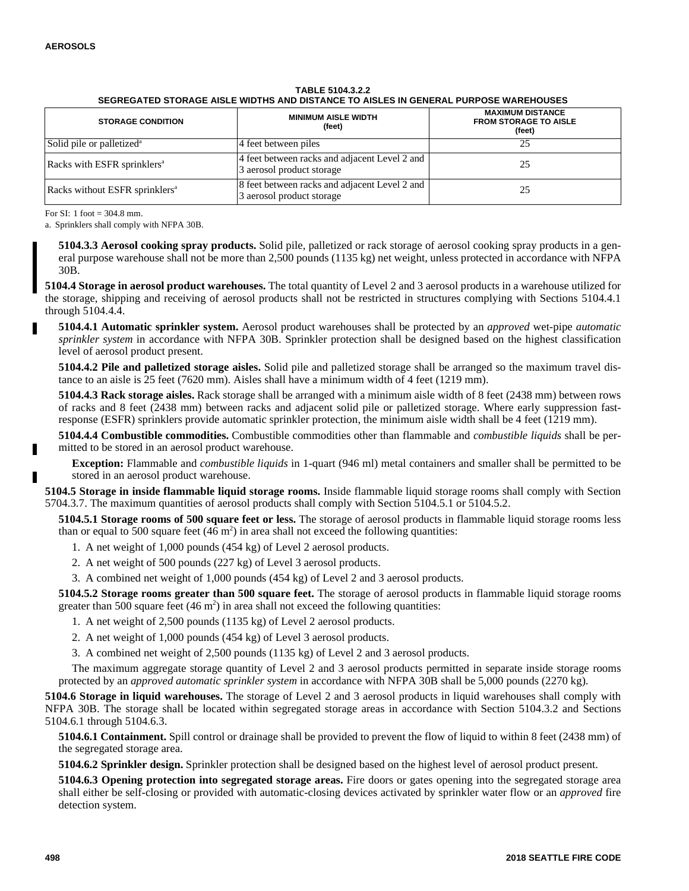**TABLE 5104.3.2.2**
**SEGREGATED STORAGE AISLE WIDTHS AND DISTANCE TO AISLES IN GENERAL PURPOSE WAREHOUSES**

| STORAGE CONDITION | MINIMUM AISLE WIDTH (feet) | MAXIMUM DISTANCE FROM STORAGE TO AISLE (feet) |
|---|---|---|
| Solid pile or palletized[a] | 4 feet between piles | 25 |
| Racks with ESFR sprinklers[a] | 4 feet between racks and adjacent Level 2 and 3 aerosol product storage | 25 |
| Racks without ESFR sprinklers[a] | 8 feet between racks and adjacent Level 2 and 3 aerosol product storage | 25 |

For SI: 1 foot = 304.8 mm.

a. Sprinklers shall comply with NFPA 30B.

**5104.3.3 Aerosol cooking spray products.** Solid pile, palletized or rack storage of aerosol cooking spray products in a general purpose warehouse shall not be more than 2,500 pounds (1135 kg) net weight, unless protected in accordance with NFPA 30B.

**5104.4 Storage in aerosol product warehouses.** The total quantity of Level 2 and 3 aerosol products in a warehouse utilized for the storage, shipping and receiving of aerosol products shall not be restricted in structures complying with Sections 5104.4.1 through 5104.4.4.

**5104.4.1 Automatic sprinkler system.** Aerosol product warehouses shall be protected by an *approved* wet-pipe *automatic sprinkler system* in accordance with NFPA 30B. Sprinkler protection shall be designed based on the highest classification level of aerosol product present.

**5104.4.2 Pile and palletized storage aisles.** Solid pile and palletized storage shall be arranged so the maximum travel distance to an aisle is 25 feet (7620 mm). Aisles shall have a minimum width of 4 feet (1219 mm).

**5104.4.3 Rack storage aisles.** Rack storage shall be arranged with a minimum aisle width of 8 feet (2438 mm) between rows of racks and 8 feet (2438 mm) between racks and adjacent solid pile or palletized storage. Where early suppression fast-response (ESFR) sprinklers provide automatic sprinkler protection, the minimum aisle width shall be 4 feet (1219 mm).

**5104.4.4 Combustible commodities.** Combustible commodities other than flammable and *combustible liquids* shall be permitted to be stored in an aerosol product warehouse.

**Exception:** Flammable and *combustible liquids* in 1-quart (946 ml) metal containers and smaller shall be permitted to be stored in an aerosol product warehouse.

**5104.5 Storage in inside flammable liquid storage rooms.** Inside flammable liquid storage rooms shall comply with Section 5704.3.7. The maximum quantities of aerosol products shall comply with Section 5104.5.1 or 5104.5.2.

**5104.5.1 Storage rooms of 500 square feet or less.** The storage of aerosol products in flammable liquid storage rooms less than or equal to 500 square feet (46 $m^2$) in area shall not exceed the following quantities:

1. A net weight of 1,000 pounds (454 kg) of Level 2 aerosol products.
2. A net weight of 500 pounds (227 kg) of Level 3 aerosol products.
3. A combined net weight of 1,000 pounds (454 kg) of Level 2 and 3 aerosol products.

**5104.5.2 Storage rooms greater than 500 square feet.** The storage of aerosol products in flammable liquid storage rooms greater than 500 square feet (46 $m^2$) in area shall not exceed the following quantities:

1. A net weight of 2,500 pounds (1135 kg) of Level 2 aerosol products.
2. A net weight of 1,000 pounds (454 kg) of Level 3 aerosol products.
3. A combined net weight of 2,500 pounds (1135 kg) of Level 2 and 3 aerosol products.

The maximum aggregate storage quantity of Level 2 and 3 aerosol products permitted in separate inside storage rooms protected by an *approved automatic sprinkler system* in accordance with NFPA 30B shall be 5,000 pounds (2270 kg).

**5104.6 Storage in liquid warehouses.** The storage of Level 2 and 3 aerosol products in liquid warehouses shall comply with NFPA 30B. The storage shall be located within segregated storage areas in accordance with Section 5104.3.2 and Sections 5104.6.1 through 5104.6.3.

**5104.6.1 Containment.** Spill control or drainage shall be provided to prevent the flow of liquid to within 8 feet (2438 mm) of the segregated storage area.

**5104.6.2 Sprinkler design.** Sprinkler protection shall be designed based on the highest level of aerosol product present.

**5104.6.3 Opening protection into segregated storage areas.** Fire doors or gates opening into the segregated storage area shall either be self-closing or provided with automatic-closing devices activated by sprinkler water flow or an *approved* fire detection system.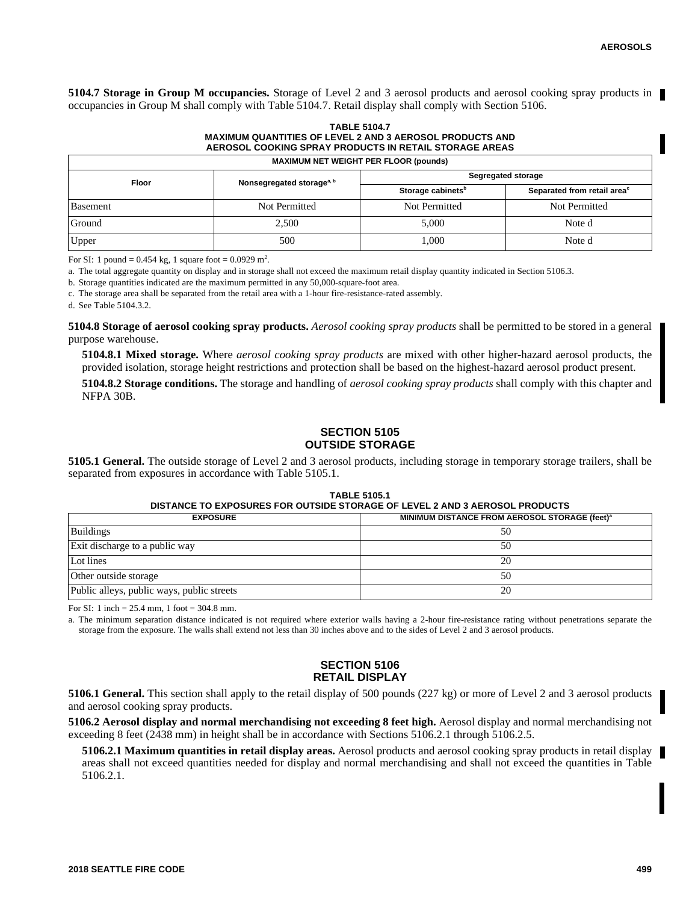**5104.7 Storage in Group M occupancies.** Storage of Level 2 and 3 aerosol products and aerosol cooking spray products in occupancies in Group M shall comply with Table 5104.7. Retail display shall comply with Section 5106.

**TABLE 5104.7**
**MAXIMUM QUANTITIES OF LEVEL 2 AND 3 AEROSOL PRODUCTS AND AEROSOL COOKING SPRAY PRODUCTS IN RETAIL STORAGE AREAS**

| MAXIMUM NET WEIGHT PER FLOOR (pounds) | | | |
|---|---|---|---|
| Floor | Nonsegregated storage[a, b] | Segregated storage | |
| | | Storage cabinets[b] | Separated from retail area[c] |
| Basement | Not Permitted | Not Permitted | Not Permitted |
| Ground | 2,500 | 5,000 | Note d |
| Upper | 500 | 1,000 | Note d |

For SI: 1 pound = 0.454 kg, 1 square foot = 0.0929 m$^2$.

a. The total aggregate quantity on display and in storage shall not exceed the maximum retail display quantity indicated in Section 5106.3.

b. Storage quantities indicated are the maximum permitted in any 50,000-square-foot area.

c. The storage area shall be separated from the retail area with a 1-hour fire-resistance-rated assembly.

d. See Table 5104.3.2.

**5104.8 Storage of aerosol cooking spray products.** *Aerosol cooking spray products* shall be permitted to be stored in a general purpose warehouse.

**5104.8.1 Mixed storage.** Where *aerosol cooking spray products* are mixed with other higher-hazard aerosol products, the provided isolation, storage height restrictions and protection shall be based on the highest-hazard aerosol product present.

**5104.8.2 Storage conditions.** The storage and handling of *aerosol cooking spray products* shall comply with this chapter and NFPA 30B.

## SECTION 5105 OUTSIDE STORAGE

**5105.1 General.** The outside storage of Level 2 and 3 aerosol products, including storage in temporary storage trailers, shall be separated from exposures in accordance with Table 5105.1.

**TABLE 5105.1**
**DISTANCE TO EXPOSURES FOR OUTSIDE STORAGE OF LEVEL 2 AND 3 AEROSOL PRODUCTS**

| EXPOSURE | MINIMUM DISTANCE FROM AEROSOL STORAGE (feet)[a] |
|---|---|
| Buildings | 50 |
| Exit discharge to a public way | 50 |
| Lot lines | 20 |
| Other outside storage | 50 |
| Public alleys, public ways, public streets | 20 |

For SI: 1 inch = 25.4 mm, 1 foot = 304.8 mm.

a. The minimum separation distance indicated is not required where exterior walls having a 2-hour fire-resistance rating without penetrations separate the storage from the exposure. The walls shall extend not less than 30 inches above and to the sides of Level 2 and 3 aerosol products.

## SECTION 5106 RETAIL DISPLAY

**5106.1 General.** This section shall apply to the retail display of 500 pounds (227 kg) or more of Level 2 and 3 aerosol products and aerosol cooking spray products.

**5106.2 Aerosol display and normal merchandising not exceeding 8 feet high.** Aerosol display and normal merchandising not exceeding 8 feet (2438 mm) in height shall be in accordance with Sections 5106.2.1 through 5106.2.5.

**5106.2.1 Maximum quantities in retail display areas.** Aerosol products and aerosol cooking spray products in retail display areas shall not exceed quantities needed for display and normal merchandising and shall not exceed the quantities in Table 5106.2.1.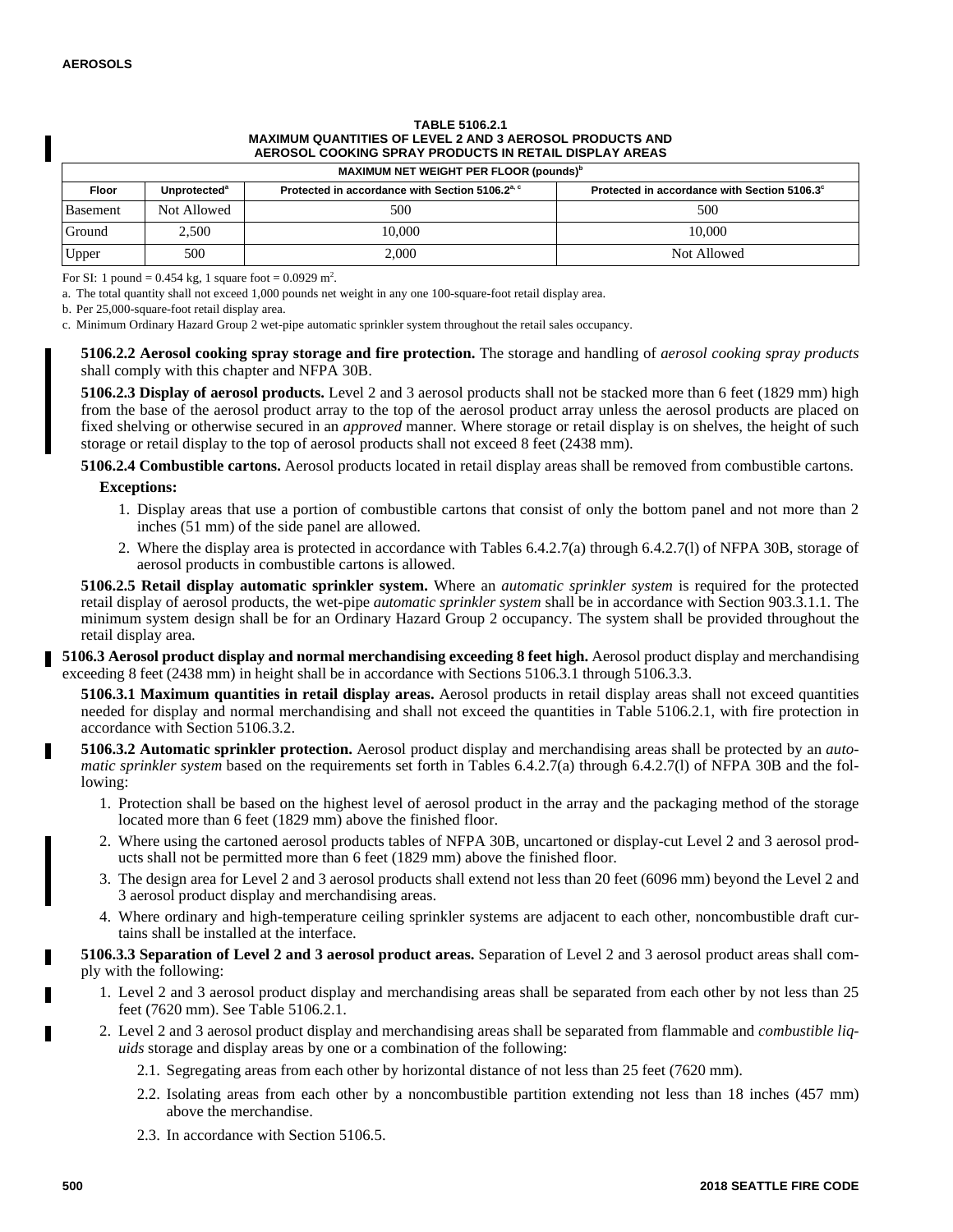**TABLE 5106.2.1**
**MAXIMUM QUANTITIES OF LEVEL 2 AND 3 AEROSOL PRODUCTS AND AEROSOL COOKING SPRAY PRODUCTS IN RETAIL DISPLAY AREAS**

| MAXIMUM NET WEIGHT PER FLOOR (pounds)[b] | | | |
|---|---|---|---|
| Floor | Unprotected[a] | Protected in accordance with Section 5106.2[a, c] | Protected in accordance with Section 5106.3[c] |
| Basement | Not Allowed | 500 | 500 |
| Ground | 2,500 | 10,000 | 10,000 |
| Upper | 500 | 2,000 | Not Allowed |

For SI: 1 pound = 0.454 kg, 1 square foot = 0.0929 $m^2$.

a. The total quantity shall not exceed 1,000 pounds net weight in any one 100-square-foot retail display area.

b. Per 25,000-square-foot retail display area.

c. Minimum Ordinary Hazard Group 2 wet-pipe automatic sprinkler system throughout the retail sales occupancy.

**5106.2.2 Aerosol cooking spray storage and fire protection.** The storage and handling of *aerosol cooking spray products* shall comply with this chapter and NFPA 30B.

**5106.2.3 Display of aerosol products.** Level 2 and 3 aerosol products shall not be stacked more than 6 feet (1829 mm) high from the base of the aerosol product array to the top of the aerosol product array unless the aerosol products are placed on fixed shelving or otherwise secured in an *approved* manner. Where storage or retail display is on shelves, the height of such storage or retail display to the top of aerosol products shall not exceed 8 feet (2438 mm).

**5106.2.4 Combustible cartons.** Aerosol products located in retail display areas shall be removed from combustible cartons.

**Exceptions:**

1. Display areas that use a portion of combustible cartons that consist of only the bottom panel and not more than 2 inches (51 mm) of the side panel are allowed.
2. Where the display area is protected in accordance with Tables 6.4.2.7(a) through 6.4.2.7(l) of NFPA 30B, storage of aerosol products in combustible cartons is allowed.

**5106.2.5 Retail display automatic sprinkler system.** Where an *automatic sprinkler system* is required for the protected retail display of aerosol products, the wet-pipe *automatic sprinkler system* shall be in accordance with Section 903.3.1.1. The minimum system design shall be for an Ordinary Hazard Group 2 occupancy. The system shall be provided throughout the retail display area.

**5106.3 Aerosol product display and normal merchandising exceeding 8 feet high.** Aerosol product display and merchandising exceeding 8 feet (2438 mm) in height shall be in accordance with Sections 5106.3.1 through 5106.3.3.

**5106.3.1 Maximum quantities in retail display areas.** Aerosol products in retail display areas shall not exceed quantities needed for display and normal merchandising and shall not exceed the quantities in Table 5106.2.1, with fire protection in accordance with Section 5106.3.2.

**5106.3.2 Automatic sprinkler protection.** Aerosol product display and merchandising areas shall be protected by an *automatic sprinkler system* based on the requirements set forth in Tables 6.4.2.7(a) through 6.4.2.7(l) of NFPA 30B and the following:

1. Protection shall be based on the highest level of aerosol product in the array and the packaging method of the storage located more than 6 feet (1829 mm) above the finished floor.
2. Where using the cartoned aerosol products tables of NFPA 30B, uncartoned or display-cut Level 2 and 3 aerosol products shall not be permitted more than 6 feet (1829 mm) above the finished floor.
3. The design area for Level 2 and 3 aerosol products shall extend not less than 20 feet (6096 mm) beyond the Level 2 and 3 aerosol product display and merchandising areas.
4. Where ordinary and high-temperature ceiling sprinkler systems are adjacent to each other, noncombustible draft curtains shall be installed at the interface.

**5106.3.3 Separation of Level 2 and 3 aerosol product areas.** Separation of Level 2 and 3 aerosol product areas shall comply with the following:

1. Level 2 and 3 aerosol product display and merchandising areas shall be separated from each other by not less than 25 feet (7620 mm). See Table 5106.2.1.
2. Level 2 and 3 aerosol product display and merchandising areas shall be separated from flammable and *combustible liquids* storage and display areas by one or a combination of the following:
   - 2.1. Segregating areas from each other by horizontal distance of not less than 25 feet (7620 mm).
   - 2.2. Isolating areas from each other by a noncombustible partition extending not less than 18 inches (457 mm) above the merchandise.
   - 2.3. In accordance with Section 5106.5.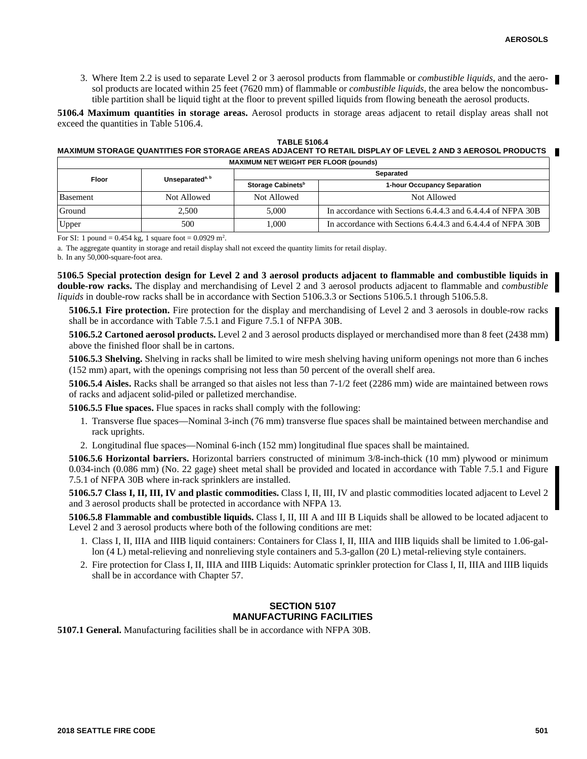3. Where Item 2.2 is used to separate Level 2 or 3 aerosol products from flammable or *combustible liquids*, and the aerosol products are located within 25 feet (7620 mm) of flammable or *combustible liquids*, the area below the noncombustible partition shall be liquid tight at the floor to prevent spilled liquids from flowing beneath the aerosol products.

**5106.4 Maximum quantities in storage areas.** Aerosol products in storage areas adjacent to retail display areas shall not exceed the quantities in Table 5106.4.

**TABLE 5106.4**
**MAXIMUM STORAGE QUANTITIES FOR STORAGE AREAS ADJACENT TO RETAIL DISPLAY OF LEVEL 2 AND 3 AEROSOL PRODUCTS**

| MAXIMUM NET WEIGHT PER FLOOR (pounds) | | | |
|---|---|---|---|
| Floor | Unseparated[a, b] | Separated | |
| | | Storage Cabinets[b] | 1-hour Occupancy Separation |
| Basement | Not Allowed | Not Allowed | Not Allowed |
| Ground | 2,500 | 5,000 | In accordance with Sections 6.4.4.3 and 6.4.4.4 of NFPA 30B |
| Upper | 500 | 1,000 | In accordance with Sections 6.4.4.3 and 6.4.4.4 of NFPA 30B |

For SI: 1 pound = 0.454 kg, 1 square foot = 0.0929 m$^2$.

a. The aggregate quantity in storage and retail display shall not exceed the quantity limits for retail display.

b. In any 50,000-square-foot area.

**5106.5 Special protection design for Level 2 and 3 aerosol products adjacent to flammable and combustible liquids in double-row racks.** The display and merchandising of Level 2 and 3 aerosol products adjacent to flammable and *combustible liquids* in double-row racks shall be in accordance with Section 5106.3.3 or Sections 5106.5.1 through 5106.5.8.

**5106.5.1 Fire protection.** Fire protection for the display and merchandising of Level 2 and 3 aerosols in double-row racks shall be in accordance with Table 7.5.1 and Figure 7.5.1 of NFPA 30B.

**5106.5.2 Cartoned aerosol products.** Level 2 and 3 aerosol products displayed or merchandised more than 8 feet (2438 mm) above the finished floor shall be in cartons.

**5106.5.3 Shelving.** Shelving in racks shall be limited to wire mesh shelving having uniform openings not more than 6 inches (152 mm) apart, with the openings comprising not less than 50 percent of the overall shelf area.

**5106.5.4 Aisles.** Racks shall be arranged so that aisles not less than 7-1/2 feet (2286 mm) wide are maintained between rows of racks and adjacent solid-piled or palletized merchandise.

**5106.5.5 Flue spaces.** Flue spaces in racks shall comply with the following:

1. Transverse flue spaces—Nominal 3-inch (76 mm) transverse flue spaces shall be maintained between merchandise and rack uprights.
2. Longitudinal flue spaces—Nominal 6-inch (152 mm) longitudinal flue spaces shall be maintained.

**5106.5.6 Horizontal barriers.** Horizontal barriers constructed of minimum 3/8-inch-thick (10 mm) plywood or minimum 0.034-inch (0.086 mm) (No. 22 gage) sheet metal shall be provided and located in accordance with Table 7.5.1 and Figure 7.5.1 of NFPA 30B where in-rack sprinklers are installed.

**5106.5.7 Class I, II, III, IV and plastic commodities.** Class I, II, III, IV and plastic commodities located adjacent to Level 2 and 3 aerosol products shall be protected in accordance with NFPA 13.

**5106.5.8 Flammable and combustible liquids.** Class I, II, III A and III B Liquids shall be allowed to be located adjacent to Level 2 and 3 aerosol products where both of the following conditions are met:

1. Class I, II, IIIA and IIIB liquid containers: Containers for Class I, II, IIIA and IIIB liquids shall be limited to 1.06-gallon (4 L) metal-relieving and nonrelieving style containers and 5.3-gallon (20 L) metal-relieving style containers.
2. Fire protection for Class I, II, IIIA and IIIB Liquids: Automatic sprinkler protection for Class I, II, IIIA and IIIB liquids shall be in accordance with Chapter 57.

## SECTION 5107
## MANUFACTURING FACILITIES

**5107.1 General.** Manufacturing facilities shall be in accordance with NFPA 30B.